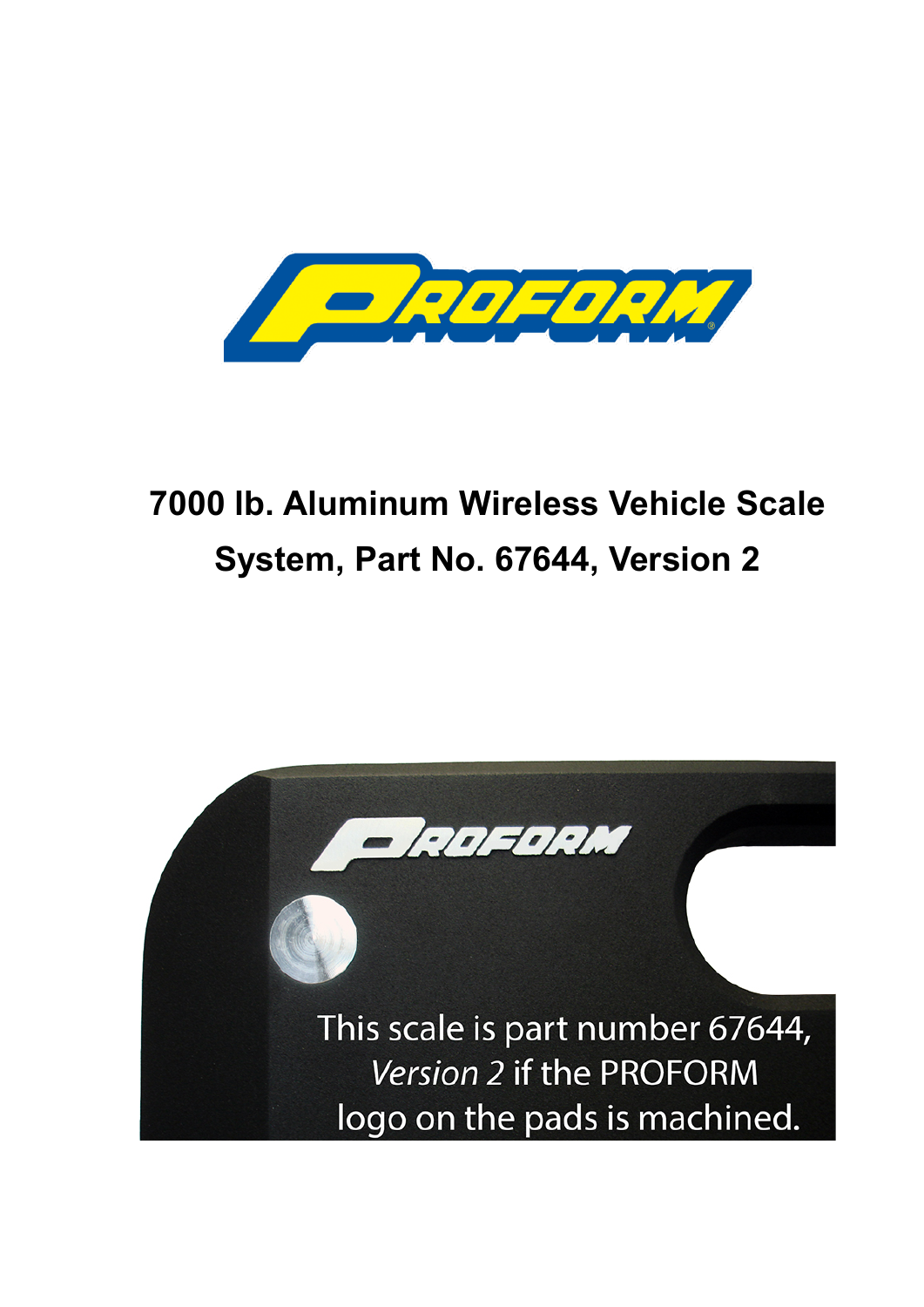# 7000 lb. Aluminum Wireless Vehicle Scale System, Part No. 67644, Version 2

This scale is part number 67644, *Version 2* if the PROFORM logo on the pads is machined.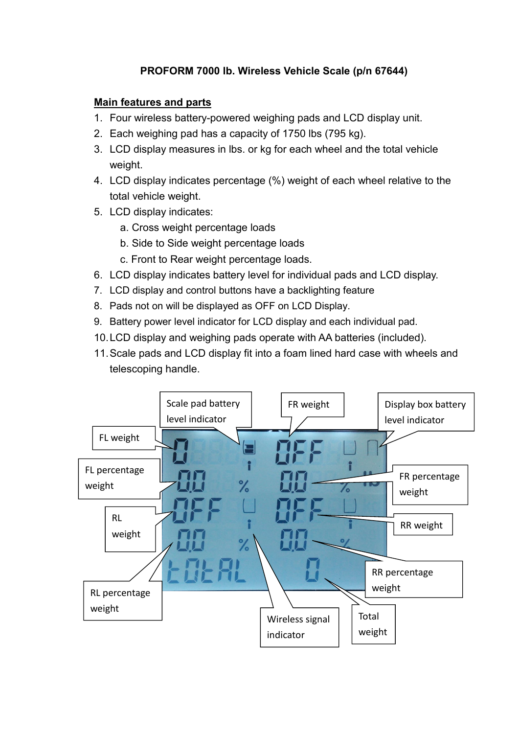**PROFORM 7000 lb. Wireless Vehicle Scale (p/n 67644)**

**Main features and parts**

1. Four wireless battery-powered weighing pads and LCD display unit.
2. Each weighing pad has a capacity of 1750 lbs (795 kg).
3. LCD display measures in lbs. or kg for each wheel and the total vehicle weight.
4. LCD display indicates percentage (%) weight of each wheel relative to the total vehicle weight.
5. LCD display indicates:
   a. Cross weight percentage loads
   b. Side to Side weight percentage loads
   c. Front to Rear weight percentage loads.
6. LCD display indicates battery level for individual pads and LCD display.
7. LCD display and control buttons have a backlighting feature
8. Pads not on will be displayed as OFF on LCD Display.
9. Battery power level indicator for LCD display and each individual pad.
10. LCD display and weighing pads operate with AA batteries (included).
11. Scale pads and LCD display fit into a foam lined hard case with wheels and telescoping handle.

Scale pad battery level indicator

FR weight

Display box battery level indicator

FL weight

FL percentage weight

FR percentage weight

RL weight

RR weight

RL percentage weight

RR percentage weight

Wireless signal indicator

Total weight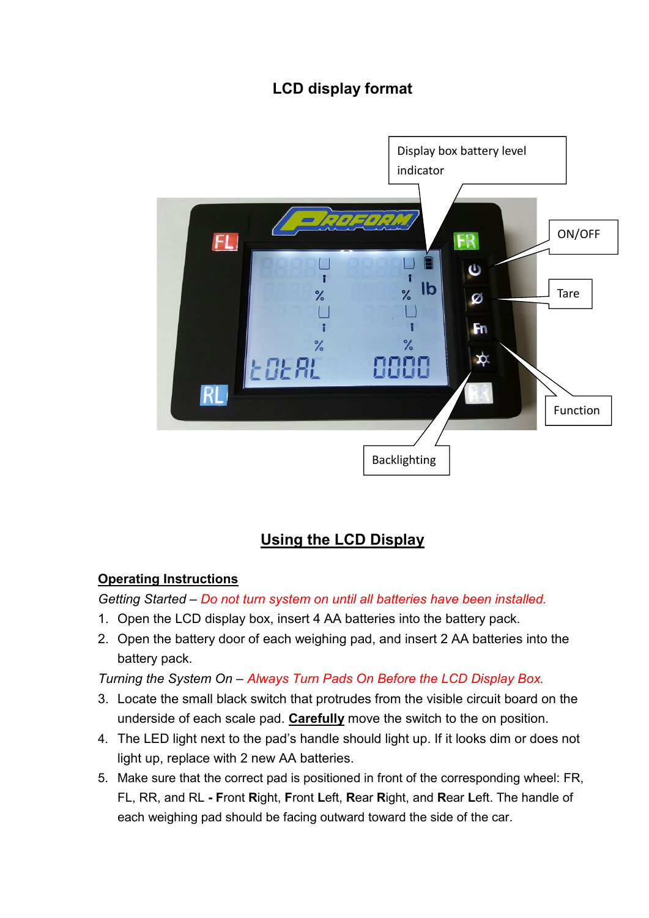## LCD display format

Display box battery level indicator

ON/OFF

Tare

Function

Backlighting

## Using the LCD Display

### Operating Instructions

*Getting Started – Do not turn system on until all batteries have been installed.*

1. Open the LCD display box, insert 4 AA batteries into the battery pack.
2. Open the battery door of each weighing pad, and insert 2 AA batteries into the battery pack.

*Turning the System On – Always Turn Pads On Before the LCD Display Box.*

3. Locate the small black switch that protrudes from the visible circuit board on the underside of each scale pad. **Carefully** move the switch to the on position.
4. The LED light next to the pad's handle should light up. If it looks dim or does not light up, replace with 2 new AA batteries.
5. Make sure that the correct pad is positioned in front of the corresponding wheel: FR, FL, RR, and RL **- F**ront **R**ight, **F**ront **L**eft, **R**ear **R**ight, and **R**ear **L**eft. The handle of each weighing pad should be facing outward toward the side of the car.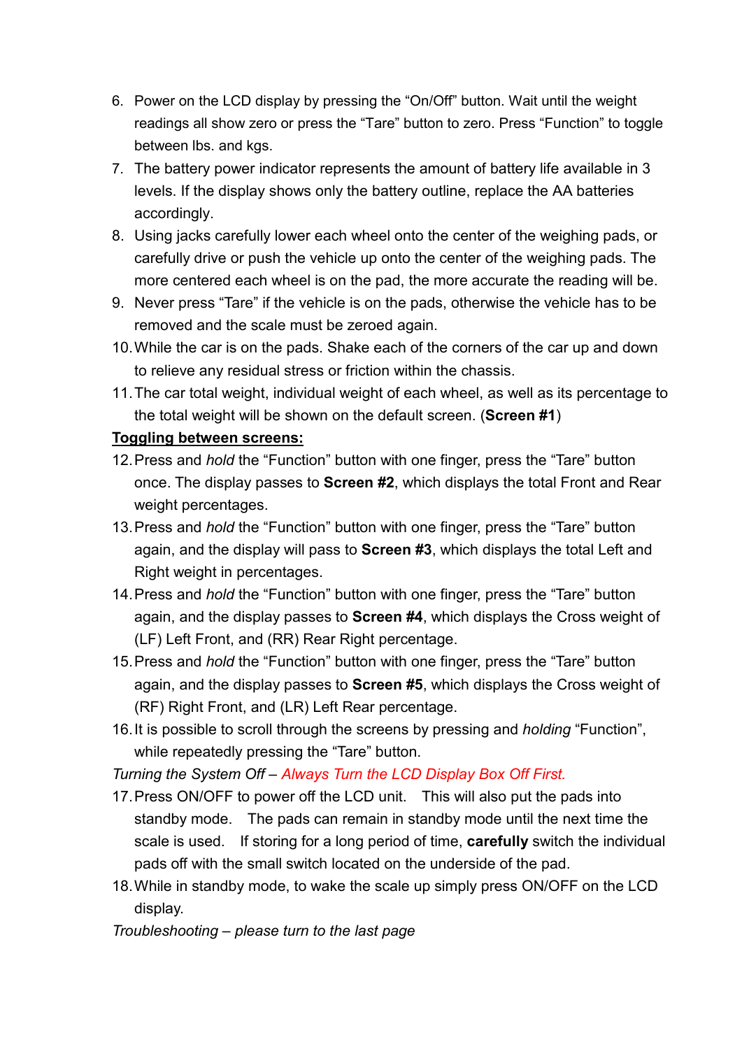6. Power on the LCD display by pressing the “On/Off” button. Wait until the weight readings all show zero or press the “Tare” button to zero. Press “Function” to toggle between lbs. and kgs.
7. The battery power indicator represents the amount of battery life available in 3 levels. If the display shows only the battery outline, replace the AA batteries accordingly.
8. Using jacks carefully lower each wheel onto the center of the weighing pads, or carefully drive or push the vehicle up onto the center of the weighing pads. The more centered each wheel is on the pad, the more accurate the reading will be.
9. Never press “Tare” if the vehicle is on the pads, otherwise the vehicle has to be removed and the scale must be zeroed again.
10. While the car is on the pads. Shake each of the corners of the car up and down to relieve any residual stress or friction within the chassis.
11. The car total weight, individual weight of each wheel, as well as its percentage to the total weight will be shown on the default screen. (**Screen #1**)

**<u>Toggling between screens:</u>**

12. Press and *hold* the “Function” button with one finger, press the “Tare” button once. The display passes to **Screen #2**, which displays the total Front and Rear weight percentages.
13. Press and *hold* the “Function” button with one finger, press the “Tare” button again, and the display will pass to **Screen #3**, which displays the total Left and Right weight in percentages.
14. Press and *hold* the “Function” button with one finger, press the “Tare” button again, and the display passes to **Screen #4**, which displays the Cross weight of (LF) Left Front, and (RR) Rear Right percentage.
15. Press and *hold* the “Function” button with one finger, press the “Tare” button again, and the display passes to **Screen #5**, which displays the Cross weight of (RF) Right Front, and (LR) Left Rear percentage.
16. It is possible to scroll through the screens by pressing and *holding* “Function”, while repeatedly pressing the “Tare” button.

*Turning the System Off – Always Turn the LCD Display Box Off First.*

17. Press ON/OFF to power off the LCD unit. This will also put the pads into standby mode. The pads can remain in standby mode until the next time the scale is used. If storing for a long period of time, **carefully** switch the individual pads off with the small switch located on the underside of the pad.
18. While in standby mode, to wake the scale up simply press ON/OFF on the LCD display.

*Troubleshooting – please turn to the last page*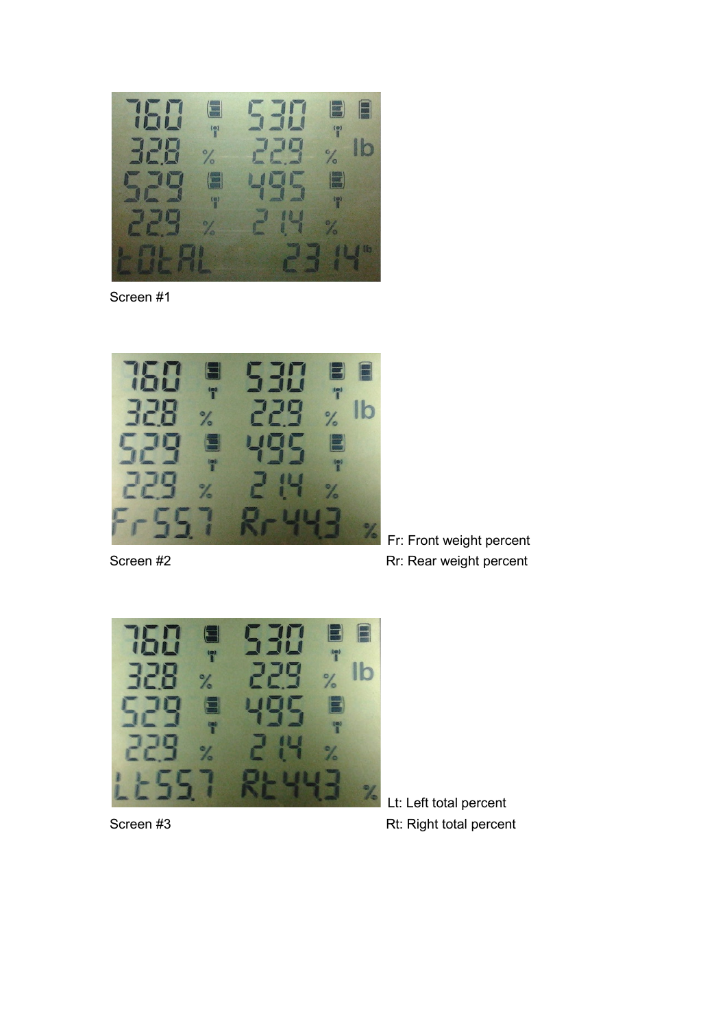Screen #1

Screen #2

Fr: Front weight percent
Rr: Rear weight percent

Screen #3

Lt: Left total percent
Rt: Right total percent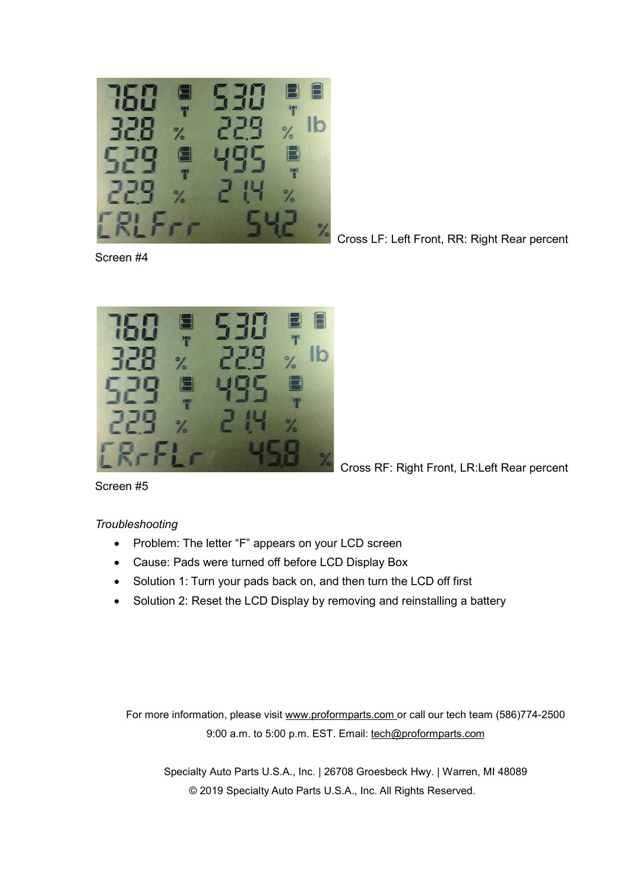Cross LF: Left Front, RR: Right Rear percent

Screen #4

Cross RF: Right Front, LR:Left Rear percent

Screen #5

*Troubleshooting*

- Problem: The letter "F" appears on your LCD screen
- Cause: Pads were turned off before LCD Display Box
- Solution 1: Turn your pads back on, and then turn the LCD off first
- Solution 2: Reset the LCD Display by removing and reinstalling a battery

For more information, please visit www.proformparts.com or call our tech team (586)774-2500
9:00 a.m. to 5:00 p.m. EST. Email: tech@proformparts.com

Specialty Auto Parts U.S.A., Inc. | 26708 Groesbeck Hwy. | Warren, MI 48089
© 2019 Specialty Auto Parts U.S.A., Inc. All Rights Reserved.